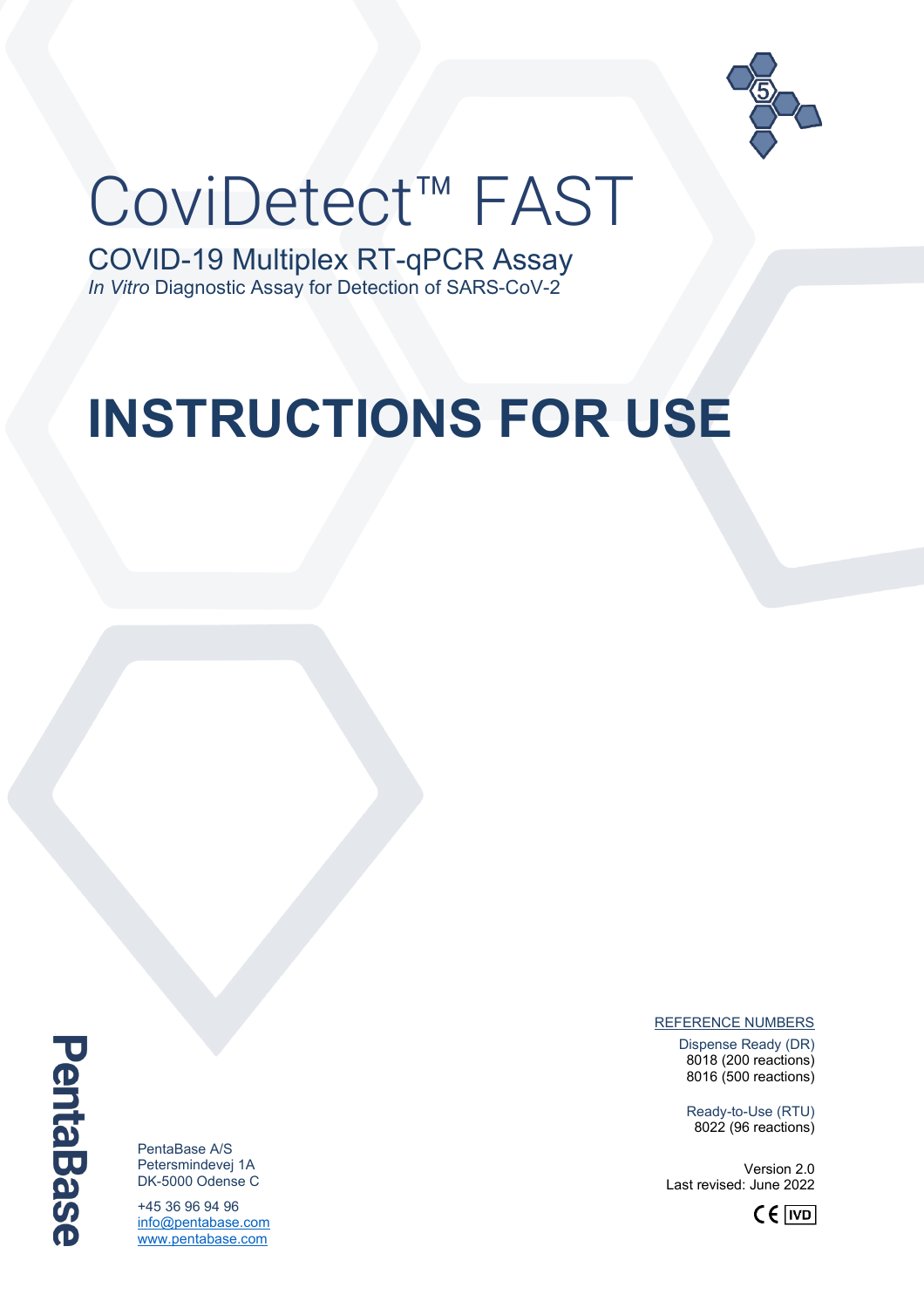# CoviDetect™ FAST

COVID-19 Multiplex RT-qPCR Assay

*In Vitro* Diagnostic Assay for Detection of SARS-CoV-2

# INSTRUCTIONS FOR USE

REFERENCE NUMBERS

Dispense Ready (DR)
8018 (200 reactions)
8016 (500 reactions)

Ready-to-Use (RTU)
8022 (96 reactions)

Version 2.0
Last revised: June 2022

CE IVD

PentaBase

PentaBase A/S
Petersmindevej 1A
DK-5000 Odense C

+45 36 96 94 96
info@pentabase.com
www.pentabase.com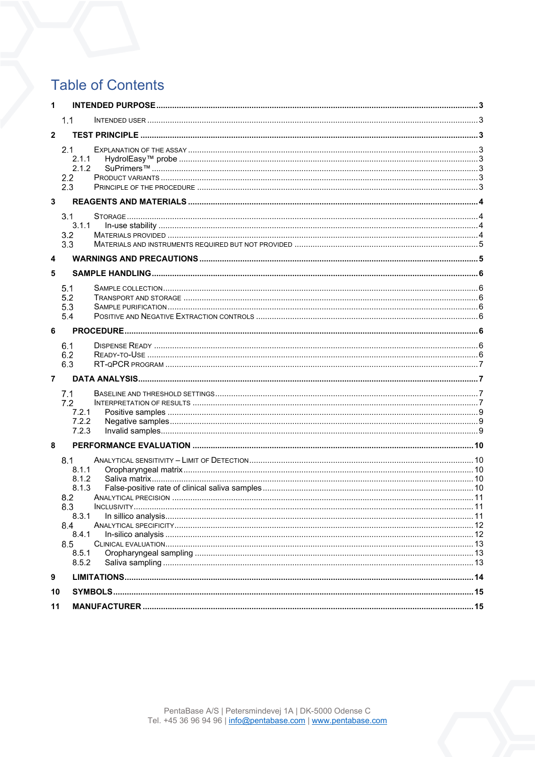# Table of Contents

- 1 INTENDED PURPOSE ... 3
  - 1.1 Intended user ... 3
- 2 TEST PRINCIPLE ... 3
  - 2.1 Explanation of the assay ... 3
    - 2.1.1 HydrolEasy™ probe ... 3
    - 2.1.2 SuPrimers™ ... 3
  - 2.2 Product variants ... 3
  - 2.3 Principle of the procedure ... 3
- 3 REAGENTS AND MATERIALS ... 4
  - 3.1 Storage ... 4
    - 3.1.1 In-use stability ... 4
  - 3.2 Materials provided ... 4
  - 3.3 Materials and instruments required but not provided ... 5
- 4 WARNINGS AND PRECAUTIONS ... 5
- 5 SAMPLE HANDLING ... 6
  - 5.1 Sample collection ... 6
  - 5.2 Transport and storage ... 6
  - 5.3 Sample purification ... 6
  - 5.4 Positive and Negative Extraction controls ... 6
- 6 PROCEDURE ... 6
  - 6.1 Dispense Ready ... 6
  - 6.2 Ready-to-Use ... 6
  - 6.3 RT-qPCR program ... 7
- 7 DATA ANALYSIS ... 7
  - 7.1 Baseline and threshold settings ... 7
  - 7.2 Interpretation of results ... 7
    - 7.2.1 Positive samples ... 9
    - 7.2.2 Negative samples ... 9
    - 7.2.3 Invalid samples ... 9
- 8 PERFORMANCE EVALUATION ... 10
  - 8.1 Analytical sensitivity – Limit of Detection ... 10
    - 8.1.1 Oropharyngeal matrix ... 10
    - 8.1.2 Saliva matrix ... 10
    - 8.1.3 False-positive rate of clinical saliva samples ... 10
  - 8.2 Analytical precision ... 11
  - 8.3 Inclusivity ... 11
    - 8.3.1 In silico analysis ... 11
  - 8.4 Analytical specificity ... 12
    - 8.4.1 In-silico analysis ... 12
  - 8.5 Clinical evaluation ... 13
    - 8.5.1 Oropharyngeal sampling ... 13
    - 8.5.2 Saliva sampling ... 13
- 9 LIMITATIONS ... 14
- 10 SYMBOLS ... 15
- 11 MANUFACTURER ... 15

PentaBase A/S | Petersmindevej 1A | DK-5000 Odense C
Tel. +45 36 96 94 96 | info@pentabase.com | www.pentabase.com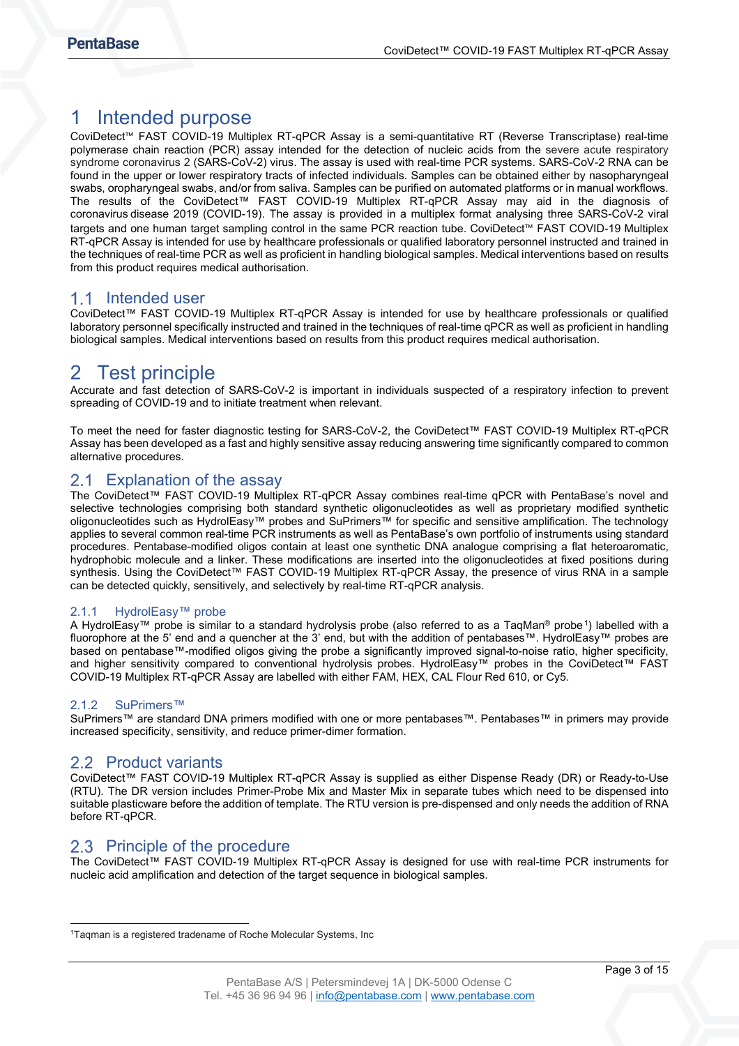# 1 Intended purpose

CoviDetect™ FAST COVID-19 Multiplex RT-qPCR Assay is a semi-quantitative RT (Reverse Transcriptase) real-time polymerase chain reaction (PCR) assay intended for the detection of nucleic acids from the severe acute respiratory syndrome coronavirus 2 (SARS-CoV-2) virus. The assay is used with real-time PCR systems. SARS-CoV-2 RNA can be found in the upper or lower respiratory tracts of infected individuals. Samples can be obtained either by nasopharyngeal swabs, oropharyngeal swabs, and/or from saliva. Samples can be purified on automated platforms or in manual workflows. The results of the CoviDetect™ FAST COVID-19 Multiplex RT-qPCR Assay may aid in the diagnosis of coronavirus disease 2019 (COVID-19). The assay is provided in a multiplex format analysing three SARS-CoV-2 viral targets and one human target sampling control in the same PCR reaction tube. CoviDetect™ FAST COVID-19 Multiplex RT-qPCR Assay is intended for use by healthcare professionals or qualified laboratory personnel instructed and trained in the techniques of real-time PCR as well as proficient in handling biological samples. Medical interventions based on results from this product requires medical authorisation.

## 1.1 Intended user

CoviDetect™ FAST COVID-19 Multiplex RT-qPCR Assay is intended for use by healthcare professionals or qualified laboratory personnel specifically instructed and trained in the techniques of real-time qPCR as well as proficient in handling biological samples. Medical interventions based on results from this product requires medical authorisation.

# 2 Test principle

Accurate and fast detection of SARS-CoV-2 is important in individuals suspected of a respiratory infection to prevent spreading of COVID-19 and to initiate treatment when relevant.

To meet the need for faster diagnostic testing for SARS-CoV-2, the CoviDetect™ FAST COVID-19 Multiplex RT-qPCR Assay has been developed as a fast and highly sensitive assay reducing answering time significantly compared to common alternative procedures.

## 2.1 Explanation of the assay

The CoviDetect™ FAST COVID-19 Multiplex RT-qPCR Assay combines real-time qPCR with PentaBase's novel and selective technologies comprising both standard synthetic oligonucleotides as well as proprietary modified synthetic oligonucleotides such as HydrolEasy™ probes and SuPrimers™ for specific and sensitive amplification. The technology applies to several common real-time PCR instruments as well as PentaBase's own portfolio of instruments using standard procedures. Pentabase-modified oligos contain at least one synthetic DNA analogue comprising a flat heteroaromatic, hydrophobic molecule and a linker. These modifications are inserted into the oligonucleotides at fixed positions during synthesis. Using the CoviDetect™ FAST COVID-19 Multiplex RT-qPCR Assay, the presence of virus RNA in a sample can be detected quickly, sensitively, and selectively by real-time RT-qPCR analysis.

### 2.1.1 HydrolEasy™ probe

A HydrolEasy™ probe is similar to a standard hydrolysis probe (also referred to as a TaqMan® probe[1]) labelled with a fluorophore at the 5' end and a quencher at the 3' end, but with the addition of pentabases™. HydrolEasy™ probes are based on pentabase™-modified oligos giving the probe a significantly improved signal-to-noise ratio, higher specificity, and higher sensitivity compared to conventional hydrolysis probes. HydrolEasy™ probes in the CoviDetect™ FAST COVID-19 Multiplex RT-qPCR Assay are labelled with either FAM, HEX, CAL Flour Red 610, or Cy5.

### 2.1.2 SuPrimers™

SuPrimers™ are standard DNA primers modified with one or more pentabases™. Pentabases™ in primers may provide increased specificity, sensitivity, and reduce primer-dimer formation.

## 2.2 Product variants

CoviDetect™ FAST COVID-19 Multiplex RT-qPCR Assay is supplied as either Dispense Ready (DR) or Ready-to-Use (RTU). The DR version includes Primer-Probe Mix and Master Mix in separate tubes which need to be dispensed into suitable plasticware before the addition of template. The RTU version is pre-dispensed and only needs the addition of RNA before RT-qPCR.

## 2.3 Principle of the procedure

The CoviDetect™ FAST COVID-19 Multiplex RT-qPCR Assay is designed for use with real-time PCR instruments for nucleic acid amplification and detection of the target sequence in biological samples.

[1] Taqman is a registered tradename of Roche Molecular Systems, Inc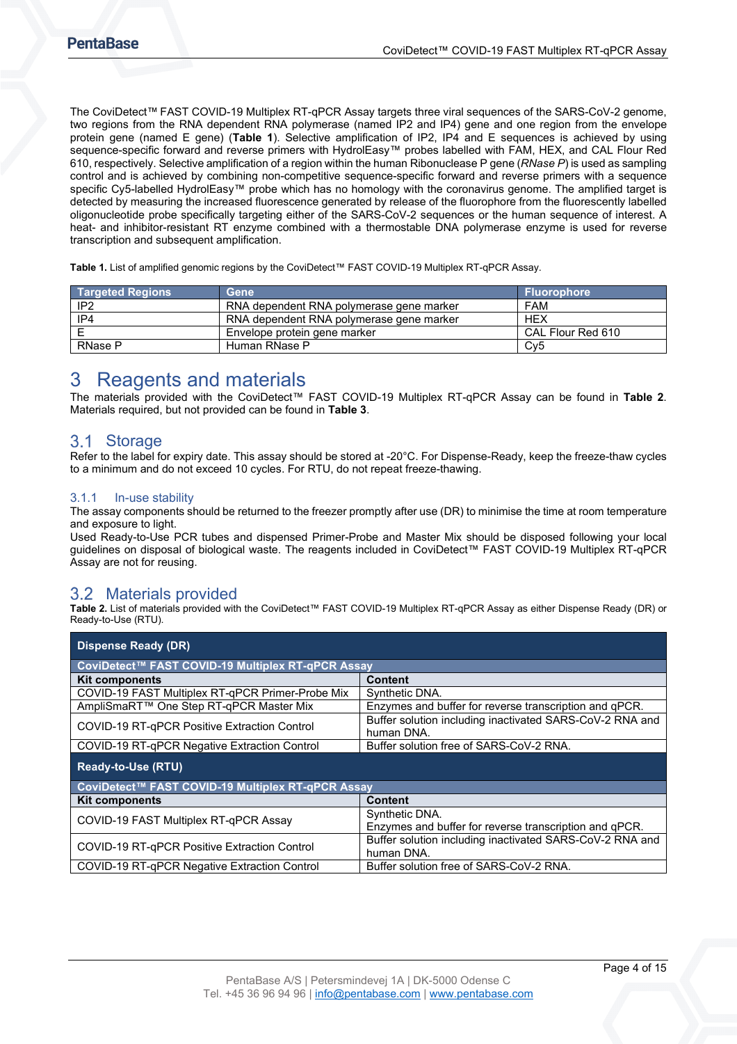The CoviDetect™ FAST COVID-19 Multiplex RT-qPCR Assay targets three viral sequences of the SARS-CoV-2 genome, two regions from the RNA dependent RNA polymerase (named IP2 and IP4) gene and one region from the envelope protein gene (named E gene) (**Table 1**). Selective amplification of IP2, IP4 and E sequences is achieved by using sequence-specific forward and reverse primers with HydrolEasy™ probes labelled with FAM, HEX, and CAL Flour Red 610, respectively. Selective amplification of a region within the human Ribonuclease P gene (*RNase P*) is used as sampling control and is achieved by combining non-competitive sequence-specific forward and reverse primers with a sequence specific Cy5-labelled HydrolEasy™ probe which has no homology with the coronavirus genome. The amplified target is detected by measuring the increased fluorescence generated by release of the fluorophore from the fluorescently labelled oligonucleotide probe specifically targeting either of the SARS-CoV-2 sequences or the human sequence of interest. A heat- and inhibitor-resistant RT enzyme combined with a thermostable DNA polymerase enzyme is used for reverse transcription and subsequent amplification.

**Table 1.** List of amplified genomic regions by the CoviDetect™ FAST COVID-19 Multiplex RT-qPCR Assay.

| Targeted Regions | Gene | Fluorophore |
|---|---|---|
| IP2 | RNA dependent RNA polymerase gene marker | FAM |
| IP4 | RNA dependent RNA polymerase gene marker | HEX |
| E | Envelope protein gene marker | CAL Flour Red 610 |
| RNase P | Human RNase P | Cy5 |

# 3 Reagents and materials

The materials provided with the CoviDetect™ FAST COVID-19 Multiplex RT-qPCR Assay can be found in **Table 2**. Materials required, but not provided can be found in **Table 3**.

## 3.1 Storage

Refer to the label for expiry date. This assay should be stored at -20°C. For Dispense-Ready, keep the freeze-thaw cycles to a minimum and do not exceed 10 cycles. For RTU, do not repeat freeze-thawing.

### 3.1.1 In-use stability

The assay components should be returned to the freezer promptly after use (DR) to minimise the time at room temperature and exposure to light.

Used Ready-to-Use PCR tubes and dispensed Primer-Probe and Master Mix should be disposed following your local guidelines on disposal of biological waste. The reagents included in CoviDetect™ FAST COVID-19 Multiplex RT-qPCR Assay are not for reusing.

## 3.2 Materials provided

**Table 2.** List of materials provided with the CoviDetect™ FAST COVID-19 Multiplex RT-qPCR Assay as either Dispense Ready (DR) or Ready-to-Use (RTU).

| **Dispense Ready (DR)** | |
|---|---|
| **CoviDetect™ FAST COVID-19 Multiplex RT-qPCR Assay** | |
| **Kit components** | **Content** |
| COVID-19 FAST Multiplex RT-qPCR Primer-Probe Mix | Synthetic DNA. |
| AmpliSmaRT™ One Step RT-qPCR Master Mix | Enzymes and buffer for reverse transcription and qPCR. |
| COVID-19 RT-qPCR Positive Extraction Control | Buffer solution including inactivated SARS-CoV-2 RNA and human DNA. |
| COVID-19 RT-qPCR Negative Extraction Control | Buffer solution free of SARS-CoV-2 RNA. |
| **Ready-to-Use (RTU)** | |
| **CoviDetect™ FAST COVID-19 Multiplex RT-qPCR Assay** | |
| **Kit components** | **Content** |
| COVID-19 FAST Multiplex RT-qPCR Assay | Synthetic DNA. Enzymes and buffer for reverse transcription and qPCR. |
| COVID-19 RT-qPCR Positive Extraction Control | Buffer solution including inactivated SARS-CoV-2 RNA and human DNA. |
| COVID-19 RT-qPCR Negative Extraction Control | Buffer solution free of SARS-CoV-2 RNA. |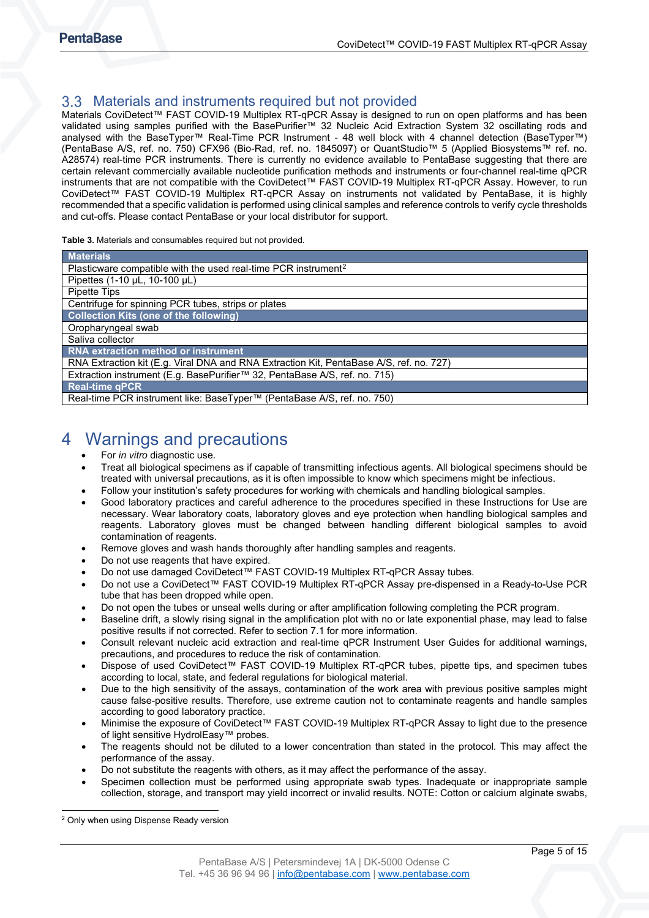## 3.3 Materials and instruments required but not provided

Materials CoviDetect™ FAST COVID-19 Multiplex RT-qPCR Assay is designed to run on open platforms and has been validated using samples purified with the BasePurifier™ 32 Nucleic Acid Extraction System 32 oscillating rods and analysed with the BaseTyper™ Real-Time PCR Instrument - 48 well block with 4 channel detection (BaseTyper™) (PentaBase A/S, ref. no. 750) CFX96 (Bio-Rad, ref. no. 1845097) or QuantStudio™ 5 (Applied Biosystems™ ref. no. A28574) real-time PCR instruments. There is currently no evidence available to PentaBase suggesting that there are certain relevant commercially available nucleotide purification methods and instruments or four-channel real-time qPCR instruments that are not compatible with the CoviDetect™ FAST COVID-19 Multiplex RT-qPCR Assay. However, to run CoviDetect™ FAST COVID-19 Multiplex RT-qPCR Assay on instruments not validated by PentaBase, it is highly recommended that a specific validation is performed using clinical samples and reference controls to verify cycle thresholds and cut-offs. Please contact PentaBase or your local distributor for support.

**Table 3.** Materials and consumables required but not provided.

| **Materials** |
|---|
| Plasticware compatible with the used real-time PCR instrument[2] |
| Pipettes (1-10 µL, 10-100 µL) |
| Pipette Tips |
| Centrifuge for spinning PCR tubes, strips or plates |
| **Collection Kits (one of the following)** |
| Oropharyngeal swab |
| Saliva collector |
| **RNA extraction method or instrument** |
| RNA Extraction kit (E.g. Viral DNA and RNA Extraction Kit, PentaBase A/S, ref. no. 727) |
| Extraction instrument (E.g. BasePurifier™ 32, PentaBase A/S, ref. no. 715) |
| **Real-time qPCR** |
| Real-time PCR instrument like: BaseTyper™ (PentaBase A/S, ref. no. 750) |

# 4 Warnings and precautions

- For *in vitro* diagnostic use.
- Treat all biological specimens as if capable of transmitting infectious agents. All biological specimens should be treated with universal precautions, as it is often impossible to know which specimens might be infectious.
- Follow your institution's safety procedures for working with chemicals and handling biological samples.
- Good laboratory practices and careful adherence to the procedures specified in these Instructions for Use are necessary. Wear laboratory coats, laboratory gloves and eye protection when handling biological samples and reagents. Laboratory gloves must be changed between handling different biological samples to avoid contamination of reagents.
- Remove gloves and wash hands thoroughly after handling samples and reagents.
- Do not use reagents that have expired.
- Do not use damaged CoviDetect™ FAST COVID-19 Multiplex RT-qPCR Assay tubes.
- Do not use a CoviDetect™ FAST COVID-19 Multiplex RT-qPCR Assay pre-dispensed in a Ready-to-Use PCR tube that has been dropped while open.
- Do not open the tubes or unseal wells during or after amplification following completing the PCR program.
- Baseline drift, a slowly rising signal in the amplification plot with no or late exponential phase, may lead to false positive results if not corrected. Refer to section 7.1 for more information.
- Consult relevant nucleic acid extraction and real-time qPCR Instrument User Guides for additional warnings, precautions, and procedures to reduce the risk of contamination.
- Dispose of used CoviDetect™ FAST COVID-19 Multiplex RT-qPCR tubes, pipette tips, and specimen tubes according to local, state, and federal regulations for biological material.
- Due to the high sensitivity of the assays, contamination of the work area with previous positive samples might cause false-positive results. Therefore, use extreme caution not to contaminate reagents and handle samples according to good laboratory practice.
- Minimise the exposure of CoviDetect™ FAST COVID-19 Multiplex RT-qPCR Assay to light due to the presence of light sensitive HydrolEasy™ probes.
- The reagents should not be diluted to a lower concentration than stated in the protocol. This may affect the performance of the assay.
- Do not substitute the reagents with others, as it may affect the performance of the assay.
- Specimen collection must be performed using appropriate swab types. Inadequate or inappropriate sample collection, storage, and transport may yield incorrect or invalid results. NOTE: Cotton or calcium alginate swabs,

[2] Only when using Dispense Ready version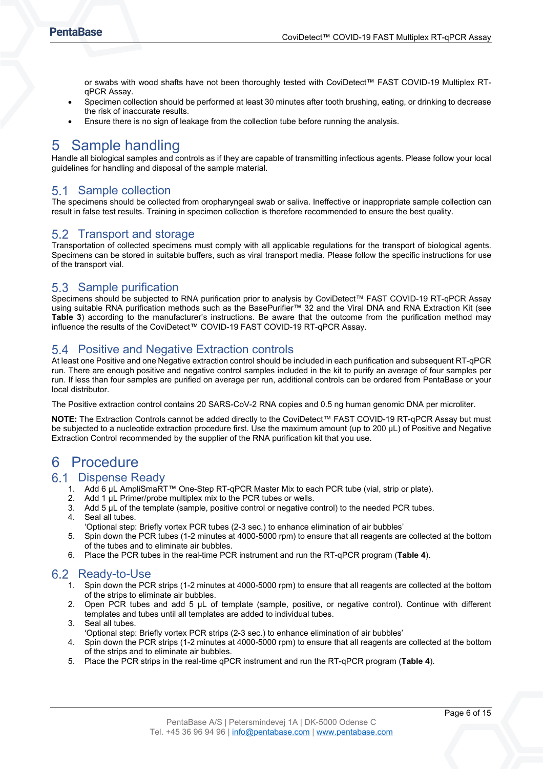or swabs with wood shafts have not been thoroughly tested with CoviDetect™ FAST COVID-19 Multiplex RT-qPCR Assay.

- Specimen collection should be performed at least 30 minutes after tooth brushing, eating, or drinking to decrease the risk of inaccurate results.
- Ensure there is no sign of leakage from the collection tube before running the analysis.

# 5 Sample handling

Handle all biological samples and controls as if they are capable of transmitting infectious agents. Please follow your local guidelines for handling and disposal of the sample material.

## 5.1 Sample collection

The specimens should be collected from oropharyngeal swab or saliva. Ineffective or inappropriate sample collection can result in false test results. Training in specimen collection is therefore recommended to ensure the best quality.

## 5.2 Transport and storage

Transportation of collected specimens must comply with all applicable regulations for the transport of biological agents. Specimens can be stored in suitable buffers, such as viral transport media. Please follow the specific instructions for use of the transport vial.

## 5.3 Sample purification

Specimens should be subjected to RNA purification prior to analysis by CoviDetect™ FAST COVID-19 RT-qPCR Assay using suitable RNA purification methods such as the BasePurifier™ 32 and the Viral DNA and RNA Extraction Kit (see **Table 3**) according to the manufacturer's instructions. Be aware that the outcome from the purification method may influence the results of the CoviDetect™ COVID-19 FAST COVID-19 RT-qPCR Assay.

## 5.4 Positive and Negative Extraction controls

At least one Positive and one Negative extraction control should be included in each purification and subsequent RT-qPCR run. There are enough positive and negative control samples included in the kit to purify an average of four samples per run. If less than four samples are purified on average per run, additional controls can be ordered from PentaBase or your local distributor.

The Positive extraction control contains 20 SARS-CoV-2 RNA copies and 0.5 ng human genomic DNA per microliter.

**NOTE:** The Extraction Controls cannot be added directly to the CoviDetect™ FAST COVID-19 RT-qPCR Assay but must be subjected to a nucleotide extraction procedure first. Use the maximum amount (up to 200 µL) of Positive and Negative Extraction Control recommended by the supplier of the RNA purification kit that you use.

# 6 Procedure

## 6.1 Dispense Ready

1. Add 6 µL AmpliSmaRT™ One-Step RT-qPCR Master Mix to each PCR tube (vial, strip or plate).
2. Add 1 µL Primer/probe multiplex mix to the PCR tubes or wells.
3. Add 5 µL of the template (sample, positive control or negative control) to the needed PCR tubes.
4. Seal all tubes.
   'Optional step: Briefly vortex PCR tubes (2-3 sec.) to enhance elimination of air bubbles'
5. Spin down the PCR tubes (1-2 minutes at 4000-5000 rpm) to ensure that all reagents are collected at the bottom of the tubes and to eliminate air bubbles.
6. Place the PCR tubes in the real-time PCR instrument and run the RT-qPCR program (**Table 4**).

## 6.2 Ready-to-Use

1. Spin down the PCR strips (1-2 minutes at 4000-5000 rpm) to ensure that all reagents are collected at the bottom of the strips to eliminate air bubbles.
2. Open PCR tubes and add 5 µL of template (sample, positive, or negative control). Continue with different templates and tubes until all templates are added to individual tubes.
3. Seal all tubes.
   'Optional step: Briefly vortex PCR strips (2-3 sec.) to enhance elimination of air bubbles'
4. Spin down the PCR strips (1-2 minutes at 4000-5000 rpm) to ensure that all reagents are collected at the bottom of the strips and to eliminate air bubbles.
5. Place the PCR strips in the real-time qPCR instrument and run the RT-qPCR program (**Table 4**).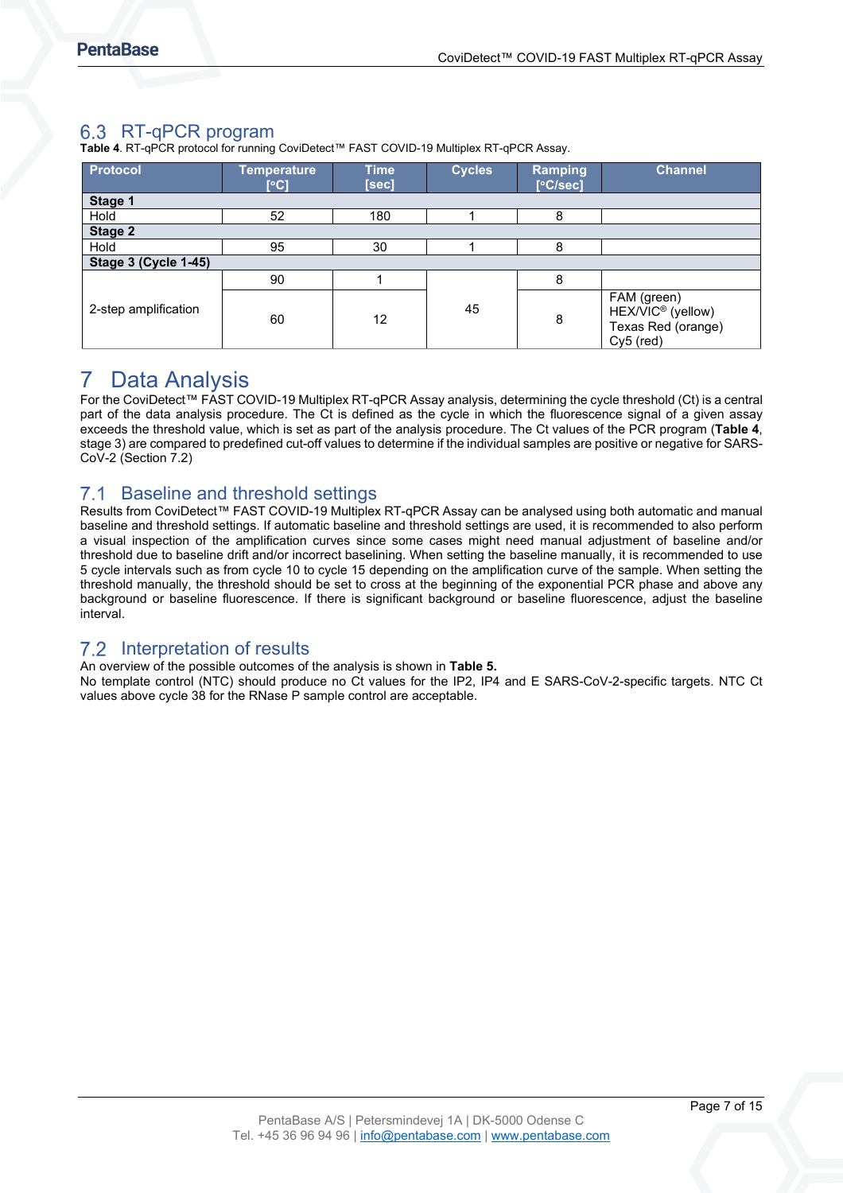## 6.3 RT-qPCR program

**Table 4**. RT-qPCR protocol for running CoviDetect™ FAST COVID-19 Multiplex RT-qPCR Assay.

| Protocol | Temperature [°C] | Time [sec] | Cycles | Ramping [°C/sec] | Channel |
|---|---|---|---|---|---|
| **Stage 1** | | | | | |
| Hold | 52 | 180 | 1 | 8 | |
| **Stage 2** | | | | | |
| Hold | 95 | 30 | 1 | 8 | |
| **Stage 3 (Cycle 1-45)** | | | | | |
| 2-step amplification | 90 | 1 | 45 | 8 | |
| | 60 | 12 | | 8 | FAM (green)<br>HEX/VIC® (yellow)<br>Texas Red (orange)<br>Cy5 (red) |

# 7 Data Analysis

For the CoviDetect™ FAST COVID-19 Multiplex RT-qPCR Assay analysis, determining the cycle threshold (Ct) is a central part of the data analysis procedure. The Ct is defined as the cycle in which the fluorescence signal of a given assay exceeds the threshold value, which is set as part of the analysis procedure. The Ct values of the PCR program (**Table 4**, stage 3) are compared to predefined cut-off values to determine if the individual samples are positive or negative for SARS-CoV-2 (Section 7.2)

## 7.1 Baseline and threshold settings

Results from CoviDetect™ FAST COVID-19 Multiplex RT-qPCR Assay can be analysed using both automatic and manual baseline and threshold settings. If automatic baseline and threshold settings are used, it is recommended to also perform a visual inspection of the amplification curves since some cases might need manual adjustment of baseline and/or threshold due to baseline drift and/or incorrect baselining. When setting the baseline manually, it is recommended to use 5 cycle intervals such as from cycle 10 to cycle 15 depending on the amplification curve of the sample. When setting the threshold manually, the threshold should be set to cross at the beginning of the exponential PCR phase and above any background or baseline fluorescence. If there is significant background or baseline fluorescence, adjust the baseline interval.

## 7.2 Interpretation of results

An overview of the possible outcomes of the analysis is shown in **Table 5.**

No template control (NTC) should produce no Ct values for the IP2, IP4 and E SARS-CoV-2-specific targets. NTC Ct values above cycle 38 for the RNase P sample control are acceptable.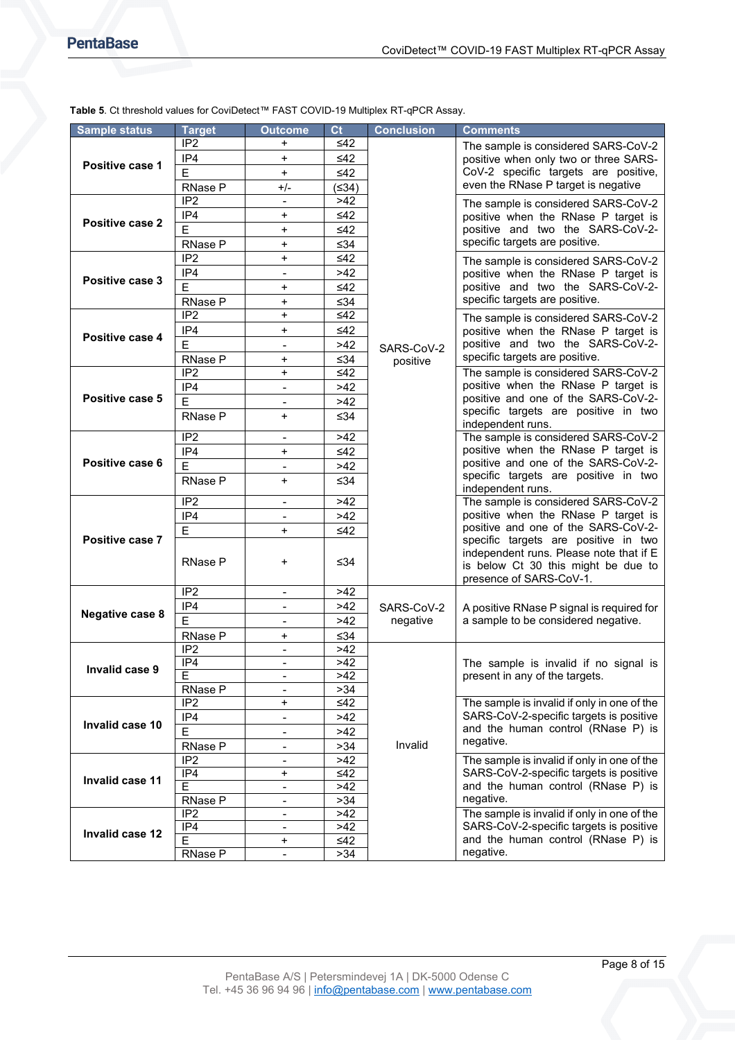**Table 5**. Ct threshold values for CoviDetect™ FAST COVID-19 Multiplex RT-qPCR Assay.

| Sample status | Target | Outcome | Ct | Conclusion | Comments |
|---|---|---|---|---|---|
| **Positive case 1** | IP2 | + | ≤42 | SARS-CoV-2 positive | The sample is considered SARS-CoV-2 positive when only two or three SARS-CoV-2 specific targets are positive, even the RNase P target is negative |
| | IP4 | + | ≤42 | | |
| | E | + | ≤42 | | |
| | RNase P | +/- | (≤34) | | |
| **Positive case 2** | IP2 | - | >42 | | The sample is considered SARS-CoV-2 positive when the RNase P target is positive and two the SARS-CoV-2-specific targets are positive. |
| | IP4 | + | ≤42 | | |
| | E | + | ≤42 | | |
| | RNase P | + | ≤34 | | |
| **Positive case 3** | IP2 | + | ≤42 | | The sample is considered SARS-CoV-2 positive when the RNase P target is positive and two the SARS-CoV-2-specific targets are positive. |
| | IP4 | - | >42 | | |
| | E | + | ≤42 | | |
| | RNase P | + | ≤34 | | |
| **Positive case 4** | IP2 | + | ≤42 | | The sample is considered SARS-CoV-2 positive when the RNase P target is positive and two the SARS-CoV-2-specific targets are positive. |
| | IP4 | + | ≤42 | | |
| | E | - | >42 | | |
| | RNase P | + | ≤34 | | |
| **Positive case 5** | IP2 | + | ≤42 | | The sample is considered SARS-CoV-2 positive when the RNase P target is positive and one of the SARS-CoV-2-specific targets are positive in two independent runs. |
| | IP4 | - | >42 | | |
| | E | - | >42 | | |
| | RNase P | + | ≤34 | | |
| **Positive case 6** | IP2 | - | >42 | | The sample is considered SARS-CoV-2 positive when the RNase P target is positive and one of the SARS-CoV-2-specific targets are positive in two independent runs. |
| | IP4 | + | ≤42 | | |
| | E | - | >42 | | |
| | RNase P | + | ≤34 | | |
| **Positive case 7** | IP2 | - | >42 | | The sample is considered SARS-CoV-2 positive when the RNase P target is positive and one of the SARS-CoV-2-specific targets are positive in two independent runs. Please note that if E is below Ct 30 this might be due to presence of SARS-CoV-1. |
| | IP4 | - | >42 | | |
| | E | + | ≤42 | | |
| | RNase P | + | ≤34 | | |
| **Negative case 8** | IP2 | - | >42 | SARS-CoV-2 negative | A positive RNase P signal is required for a sample to be considered negative. |
| | IP4 | - | >42 | | |
| | E | - | >42 | | |
| | RNase P | + | ≤34 | | |
| **Invalid case 9** | IP2 | - | >42 | Invalid | The sample is invalid if no signal is present in any of the targets. |
| | IP4 | - | >42 | | |
| | E | - | >42 | | |
| | RNase P | - | >34 | | |
| **Invalid case 10** | IP2 | + | ≤42 | | The sample is invalid if only in one of the SARS-CoV-2-specific targets is positive and the human control (RNase P) is negative. |
| | IP4 | - | >42 | | |
| | E | - | >42 | | |
| | RNase P | - | >34 | | |
| **Invalid case 11** | IP2 | - | >42 | | The sample is invalid if only in one of the SARS-CoV-2-specific targets is positive and the human control (RNase P) is negative. |
| | IP4 | + | ≤42 | | |
| | E | - | >42 | | |
| | RNase P | - | >34 | | |
| **Invalid case 12** | IP2 | - | >42 | | The sample is invalid if only in one of the SARS-CoV-2-specific targets is positive and the human control (RNase P) is negative. |
| | IP4 | - | >42 | | |
| | E | + | ≤42 | | |
| | RNase P | - | >34 | | |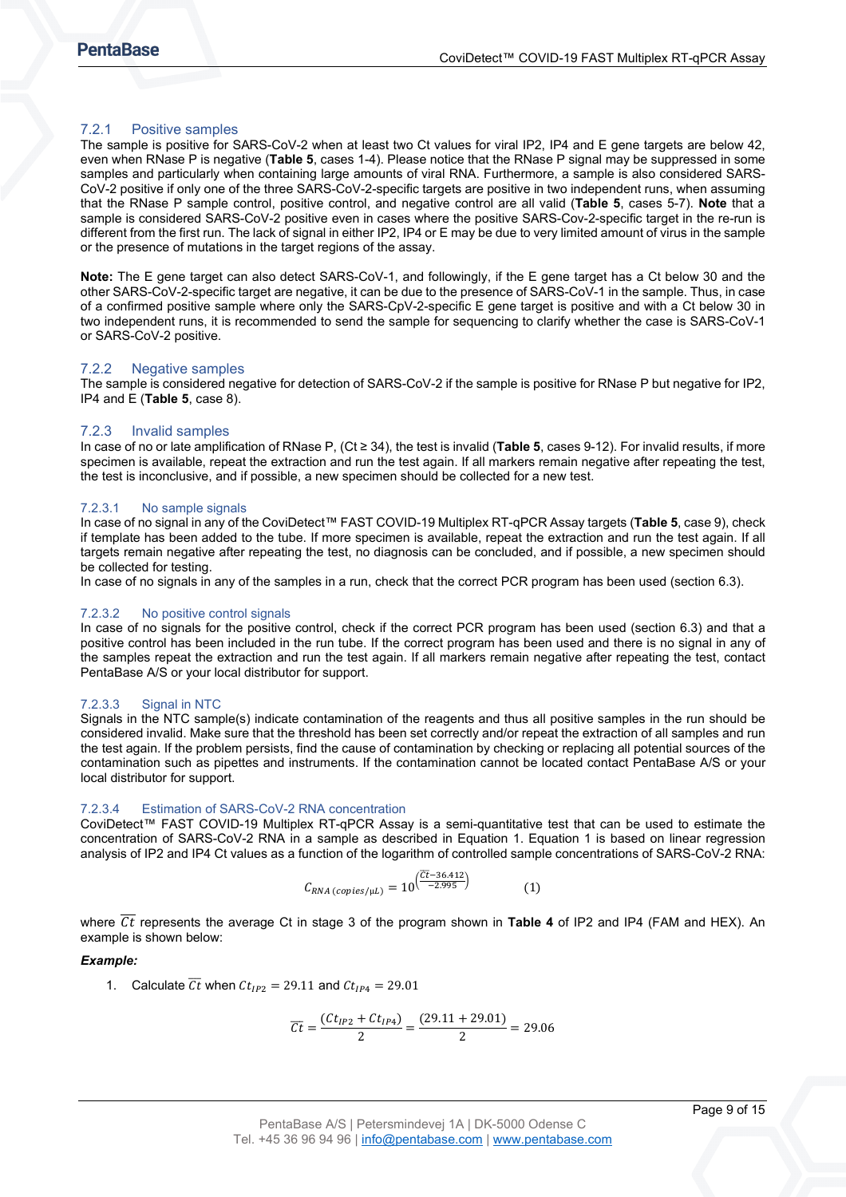### 7.2.1 Positive samples

The sample is positive for SARS-CoV-2 when at least two Ct values for viral IP2, IP4 and E gene targets are below 42, even when RNase P is negative (**Table 5**, cases 1-4). Please notice that the RNase P signal may be suppressed in some samples and particularly when containing large amounts of viral RNA. Furthermore, a sample is also considered SARS-CoV-2 positive if only one of the three SARS-CoV-2-specific targets are positive in two independent runs, when assuming that the RNase P sample control, positive control, and negative control are all valid (**Table 5**, cases 5-7). **Note** that a sample is considered SARS-CoV-2 positive even in cases where the positive SARS-Cov-2-specific target in the re-run is different from the first run. The lack of signal in either IP2, IP4 or E may be due to very limited amount of virus in the sample or the presence of mutations in the target regions of the assay.

**Note:** The E gene target can also detect SARS-CoV-1, and followingly, if the E gene target has a Ct below 30 and the other SARS-CoV-2-specific target are negative, it can be due to the presence of SARS-CoV-1 in the sample. Thus, in case of a confirmed positive sample where only the SARS-CpV-2-specific E gene target is positive and with a Ct below 30 in two independent runs, it is recommended to send the sample for sequencing to clarify whether the case is SARS-CoV-1 or SARS-CoV-2 positive.

### 7.2.2 Negative samples

The sample is considered negative for detection of SARS-CoV-2 if the sample is positive for RNase P but negative for IP2, IP4 and E (**Table 5**, case 8).

### 7.2.3 Invalid samples

In case of no or late amplification of RNase P, (Ct ≥ 34), the test is invalid (**Table 5**, cases 9-12). For invalid results, if more specimen is available, repeat the extraction and run the test again. If all markers remain negative after repeating the test, the test is inconclusive, and if possible, a new specimen should be collected for a new test.

#### 7.2.3.1 No sample signals

In case of no signal in any of the CoviDetect™ FAST COVID-19 Multiplex RT-qPCR Assay targets (**Table 5**, case 9), check if template has been added to the tube. If more specimen is available, repeat the extraction and run the test again. If all targets remain negative after repeating the test, no diagnosis can be concluded, and if possible, a new specimen should be collected for testing.

In case of no signals in any of the samples in a run, check that the correct PCR program has been used (section 6.3).

#### 7.2.3.2 No positive control signals

In case of no signals for the positive control, check if the correct PCR program has been used (section 6.3) and that a positive control has been included in the run tube. If the correct program has been used and there is no signal in any of the samples repeat the extraction and run the test again. If all markers remain negative after repeating the test, contact PentaBase A/S or your local distributor for support.

#### 7.2.3.3 Signal in NTC

Signals in the NTC sample(s) indicate contamination of the reagents and thus all positive samples in the run should be considered invalid. Make sure that the threshold has been set correctly and/or repeat the extraction of all samples and run the test again. If the problem persists, find the cause of contamination by checking or replacing all potential sources of the contamination such as pipettes and instruments. If the contamination cannot be located contact PentaBase A/S or your local distributor for support.

#### 7.2.3.4 Estimation of SARS-CoV-2 RNA concentration

CoviDetect™ FAST COVID-19 Multiplex RT-qPCR Assay is a semi-quantitative test that can be used to estimate the concentration of SARS-CoV-2 RNA in a sample as described in Equation 1. Equation 1 is based on linear regression analysis of IP2 and IP4 Ct values as a function of the logarithm of controlled sample concentrations of SARS-CoV-2 RNA:

$$C_{RNA\,(copies/\mu L)} = 10^{\left(\frac{\overline{Ct}-36.412}{-2.995}\right)} \qquad (1)$$

where $\overline{Ct}$ represents the average Ct in stage 3 of the program shown in **Table 4** of IP2 and IP4 (FAM and HEX). An example is shown below:

***Example:***

1. Calculate $\overline{Ct}$ when $Ct_{IP2} = 29.11$ and $Ct_{IP4} = 29.01$

$$\overline{Ct} = \frac{(Ct_{IP2} + Ct_{IP4})}{2} = \frac{(29.11 + 29.01)}{2} = 29.06$$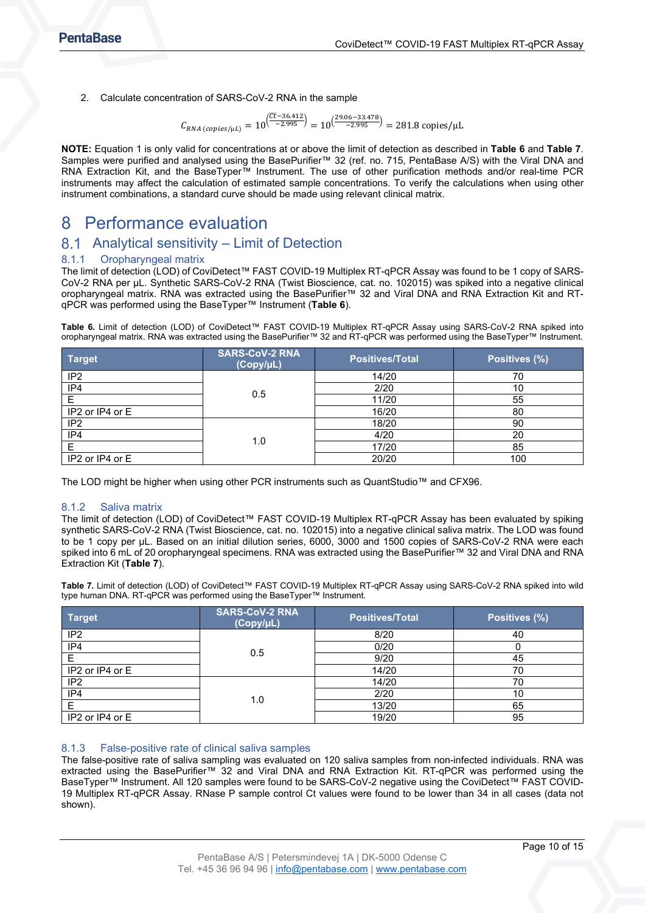2. Calculate concentration of SARS-CoV-2 RNA in the sample

$$C_{RNA\,(copies/\mu L)} = 10^{\left(\frac{Ct-36.412}{-2.995}\right)} = 10^{\left(\frac{29.06-33.478}{-2.995}\right)} = 281.8\ \text{copies}/\mu\text{L}$$

**NOTE:** Equation 1 is only valid for concentrations at or above the limit of detection as described in **Table 6** and **Table 7**. Samples were purified and analysed using the BasePurifier™ 32 (ref. no. 715, PentaBase A/S) with the Viral DNA and RNA Extraction Kit, and the BaseTyper™ Instrument. The use of other purification methods and/or real-time PCR instruments may affect the calculation of estimated sample concentrations. To verify the calculations when using other instrument combinations, a standard curve should be made using relevant clinical matrix.

# 8 Performance evaluation

## 8.1 Analytical sensitivity – Limit of Detection

### 8.1.1 Oropharyngeal matrix

The limit of detection (LOD) of CoviDetect™ FAST COVID-19 Multiplex RT-qPCR Assay was found to be 1 copy of SARS-CoV-2 RNA per µL. Synthetic SARS-CoV-2 RNA (Twist Bioscience, cat. no. 102015) was spiked into a negative clinical oropharyngeal matrix. RNA was extracted using the BasePurifier™ 32 and Viral DNA and RNA Extraction Kit and RT-qPCR was performed using the BaseTyper™ Instrument (**Table 6**).

**Table 6.** Limit of detection (LOD) of CoviDetect™ FAST COVID-19 Multiplex RT-qPCR Assay using SARS-CoV-2 RNA spiked into oropharyngeal matrix. RNA was extracted using the BasePurifier™ 32 and RT-qPCR was performed using the BaseTyper™ Instrument.

| Target | SARS-CoV-2 RNA (Copy/µL) | Positives/Total | Positives (%) |
|---|---|---|---|
| IP2 | 0.5 | 14/20 | 70 |
| IP4 | | 2/20 | 10 |
| E | | 11/20 | 55 |
| IP2 or IP4 or E | | 16/20 | 80 |
| IP2 | 1.0 | 18/20 | 90 |
| IP4 | | 4/20 | 20 |
| E | | 17/20 | 85 |
| IP2 or IP4 or E | | 20/20 | 100 |

The LOD might be higher when using other PCR instruments such as QuantStudio™ and CFX96.

### 8.1.2 Saliva matrix

The limit of detection (LOD) of CoviDetect™ FAST COVID-19 Multiplex RT-qPCR Assay has been evaluated by spiking synthetic SARS-CoV-2 RNA (Twist Bioscience, cat. no. 102015) into a negative clinical saliva matrix. The LOD was found to be 1 copy per µL. Based on an initial dilution series, 6000, 3000 and 1500 copies of SARS-CoV-2 RNA were each spiked into 6 mL of 20 oropharyngeal specimens. RNA was extracted using the BasePurifier™ 32 and Viral DNA and RNA Extraction Kit (**Table 7**).

**Table 7.** Limit of detection (LOD) of CoviDetect™ FAST COVID-19 Multiplex RT-qPCR Assay using SARS-CoV-2 RNA spiked into wild type human DNA. RT-qPCR was performed using the BaseTyper™ Instrument.

| Target | SARS-CoV-2 RNA (Copy/µL) | Positives/Total | Positives (%) |
|---|---|---|---|
| IP2 | 0.5 | 8/20 | 40 |
| IP4 | | 0/20 | 0 |
| E | | 9/20 | 45 |
| IP2 or IP4 or E | | 14/20 | 70 |
| IP2 | 1.0 | 14/20 | 70 |
| IP4 | | 2/20 | 10 |
| E | | 13/20 | 65 |
| IP2 or IP4 or E | | 19/20 | 95 |

### 8.1.3 False-positive rate of clinical saliva samples

The false-positive rate of saliva sampling was evaluated on 120 saliva samples from non-infected individuals. RNA was extracted using the BasePurifier™ 32 and Viral DNA and RNA Extraction Kit. RT-qPCR was performed using the BaseTyper™ Instrument. All 120 samples were found to be SARS-CoV-2 negative using the CoviDetect™ FAST COVID-19 Multiplex RT-qPCR Assay. RNase P sample control Ct values were found to be lower than 34 in all cases (data not shown).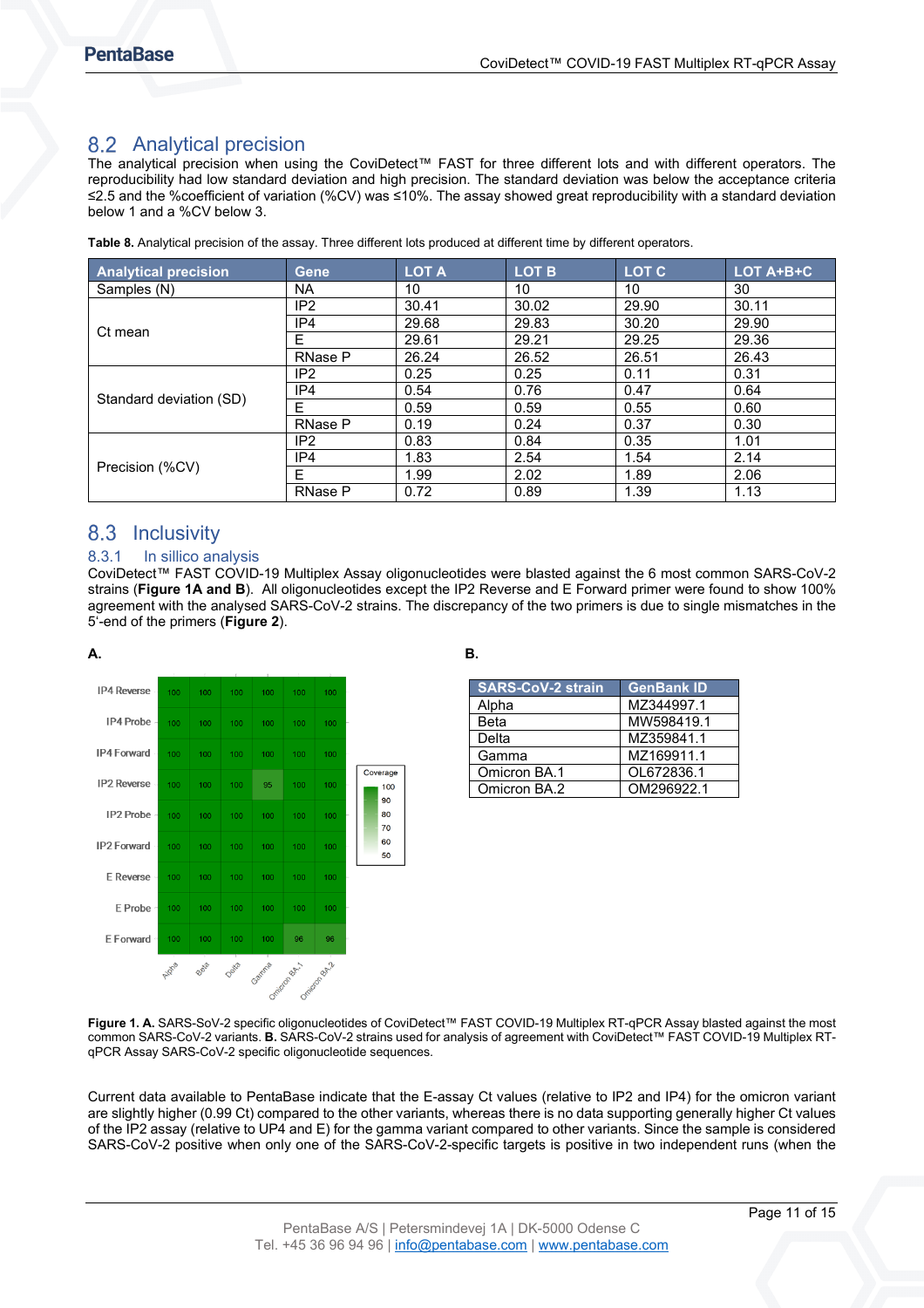## 8.2 Analytical precision

The analytical precision when using the CoviDetect™ FAST for three different lots and with different operators. The reproducibility had low standard deviation and high precision. The standard deviation was below the acceptance criteria ≤2.5 and the %coefficient of variation (%CV) was ≤10%. The assay showed great reproducibility with a standard deviation below 1 and a %CV below 3.

**Table 8.** Analytical precision of the assay. Three different lots produced at different time by different operators.

| Analytical precision | Gene | LOT A | LOT B | LOT C | LOT A+B+C |
|---|---|---|---|---|---|
| Samples (N) | NA | 10 | 10 | 10 | 30 |
| Ct mean | IP2 | 30.41 | 30.02 | 29.90 | 30.11 |
| | IP4 | 29.68 | 29.83 | 30.20 | 29.90 |
| | E | 29.61 | 29.21 | 29.25 | 29.36 |
| | RNase P | 26.24 | 26.52 | 26.51 | 26.43 |
| Standard deviation (SD) | IP2 | 0.25 | 0.25 | 0.11 | 0.31 |
| | IP4 | 0.54 | 0.76 | 0.47 | 0.64 |
| | E | 0.59 | 0.59 | 0.55 | 0.60 |
| | RNase P | 0.19 | 0.24 | 0.37 | 0.30 |
| Precision (%CV) | IP2 | 0.83 | 0.84 | 0.35 | 1.01 |
| | IP4 | 1.83 | 2.54 | 1.54 | 2.14 |
| | E | 1.99 | 2.02 | 1.89 | 2.06 |
| | RNase P | 0.72 | 0.89 | 1.39 | 1.13 |

## 8.3 Inclusivity

### 8.3.1 In sillico analysis

CoviDetect™ FAST COVID-19 Multiplex Assay oligonucleotides were blasted against the 6 most common SARS-CoV-2 strains (**Figure 1A and B**). All oligonucleotides except the IP2 Reverse and E Forward primer were found to show 100% agreement with the analysed SARS-CoV-2 strains. The discrepancy of the two primers is due to single mismatches in the 5'-end of the primers (**Figure 2**).

**A.**

| | Alpha | Beta | Delta | Gamma | Omicron BA.1 | Omicron BA.2 |
|---|---|---|---|---|---|---|
| IP4 Reverse | 100 | 100 | 100 | 100 | 100 | 100 |
| IP4 Probe | 100 | 100 | 100 | 100 | 100 | 100 |
| IP4 Forward | 100 | 100 | 100 | 100 | 100 | 100 |
| IP2 Reverse | 100 | 100 | 100 | 95 | 100 | 100 |
| IP2 Probe | 100 | 100 | 100 | 100 | 100 | 100 |
| IP2 Forward | 100 | 100 | 100 | 100 | 100 | 100 |
| E Reverse | 100 | 100 | 100 | 100 | 100 | 100 |
| E Probe | 100 | 100 | 100 | 100 | 100 | 100 |
| E Forward | 100 | 100 | 100 | 100 | 96 | 96 |

Coverage: 100, 90, 80, 70, 60, 50

**B.**

| SARS-CoV-2 strain | GenBank ID |
|---|---|
| Alpha | MZ344997.1 |
| Beta | MW598419.1 |
| Delta | MZ359841.1 |
| Gamma | MZ169911.1 |
| Omicron BA.1 | OL672836.1 |
| Omicron BA.2 | OM296922.1 |

**Figure 1. A.** SARS-SoV-2 specific oligonucleotides of CoviDetect™ FAST COVID-19 Multiplex RT-qPCR Assay blasted against the most common SARS-CoV-2 variants. **B.** SARS-CoV-2 strains used for analysis of agreement with CoviDetect™ FAST COVID-19 Multiplex RT-qPCR Assay SARS-CoV-2 specific oligonucleotide sequences.

Current data available to PentaBase indicate that the E-assay Ct values (relative to IP2 and IP4) for the omicron variant are slightly higher (0.99 Ct) compared to the other variants, whereas there is no data supporting generally higher Ct values of the IP2 assay (relative to UP4 and E) for the gamma variant compared to other variants. Since the sample is considered SARS-CoV-2 positive when only one of the SARS-CoV-2-specific targets is positive in two independent runs (when the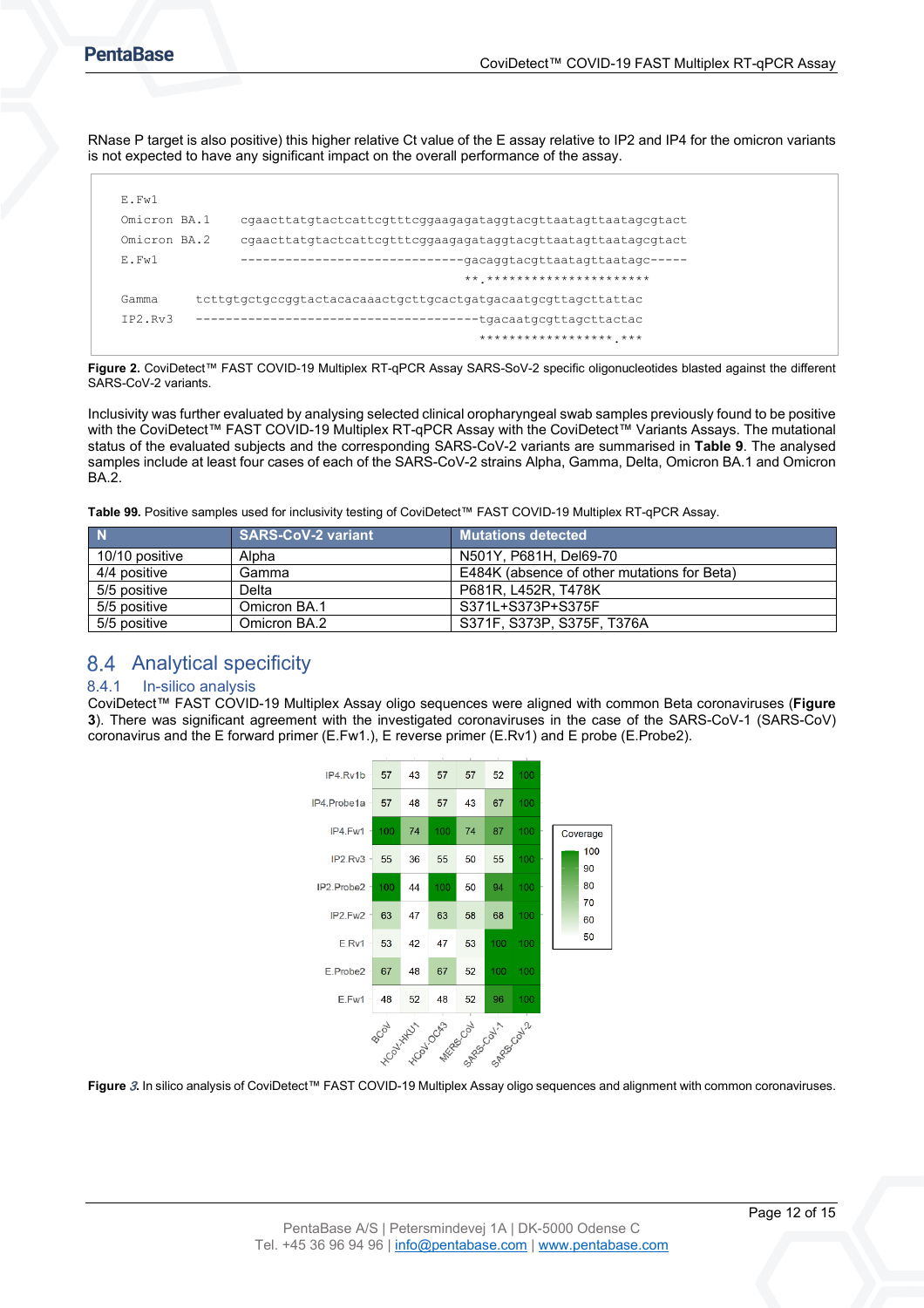RNase P target is also positive) this higher relative Ct value of the E assay relative to IP2 and IP4 for the omicron variants is not expected to have any significant impact on the overall performance of the assay.

```
E.Fw1
Omicron BA.1    cgaacttatgtactcattcgtttcggaagagataggtacgttaatagttaatagcgtact
Omicron BA.2    cgaacttatgtactcattcgtttcggaagagataggtacgttaatagttaatagcgtact
E.Fw1           ------------------------------gacaggtacgttaatagttaatagc-----
                                              **.**********************

Gamma      tcttgtgctgccggtactacacaaactgcttgcactgatgacaatgcgttagcttattac
IP2.Rv3    --------------------------------------tgacaatgcgttagcttactac
                                                 *****************.***
```

**Figure 2.** CoviDetect™ FAST COVID-19 Multiplex RT-qPCR Assay SARS-SoV-2 specific oligonucleotides blasted against the different SARS-CoV-2 variants.

Inclusivity was further evaluated by analysing selected clinical oropharyngeal swab samples previously found to be positive with the CoviDetect™ FAST COVID-19 Multiplex RT-qPCR Assay with the CoviDetect™ Variants Assays. The mutational status of the evaluated subjects and the corresponding SARS-CoV-2 variants are summarised in **Table 9**. The analysed samples include at least four cases of each of the SARS-CoV-2 strains Alpha, Gamma, Delta, Omicron BA.1 and Omicron BA.2.

**Table 99.** Positive samples used for inclusivity testing of CoviDetect™ FAST COVID-19 Multiplex RT-qPCR Assay.

| N | SARS-CoV-2 variant | Mutations detected |
|---|---|---|
| 10/10 positive | Alpha | N501Y, P681H, Del69-70 |
| 4/4 positive | Gamma | E484K (absence of other mutations for Beta) |
| 5/5 positive | Delta | P681R, L452R, T478K |
| 5/5 positive | Omicron BA.1 | S371L+S373P+S375F |
| 5/5 positive | Omicron BA.2 | S371F, S373P, S375F, T376A |

## 8.4 Analytical specificity

### 8.4.1 In-silico analysis

CoviDetect™ FAST COVID-19 Multiplex Assay oligo sequences were aligned with common Beta coronaviruses (**Figure 3**). There was significant agreement with the investigated coronaviruses in the case of the SARS-CoV-1 (SARS-CoV) coronavirus and the E forward primer (E.Fw1.), E reverse primer (E.Rv1) and E probe (E.Probe2).

| | BCoV | HCoV-HKU1 | HCoV-OC43 | MERS-CoV | SARS-CoV-1 | SARS-CoV-2 |
|---|---|---|---|---|---|---|
| IP4.Rv1b | 57 | 43 | 57 | 57 | 52 | 100 |
| IP4.Probe1a | 57 | 48 | 57 | 43 | 67 | 100 |
| IP4.Fw1 | 100 | 74 | 100 | 74 | 87 | 100 |
| IP2.Rv3 | 55 | 36 | 55 | 50 | 55 | 100 |
| IP2.Probe2 | 100 | 44 | 100 | 50 | 94 | 100 |
| IP2.Fw2 | 63 | 47 | 63 | 58 | 68 | 100 |
| E.Rv1 | 53 | 42 | 47 | 53 | 100 | 100 |
| E.Probe2 | 67 | 48 | 67 | 52 | 100 | 100 |
| E.Fw1 | 48 | 52 | 48 | 52 | 96 | 100 |

Coverage: 100, 90, 80, 70, 60, 50

**Figure 3.** In silico analysis of CoviDetect™ FAST COVID-19 Multiplex Assay oligo sequences and alignment with common coronaviruses.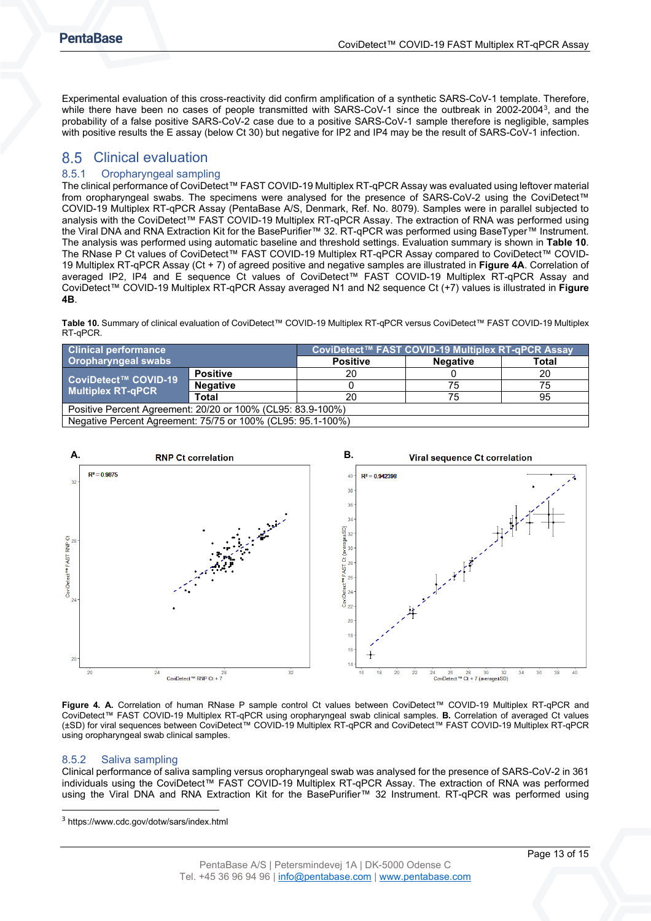Experimental evaluation of this cross-reactivity did confirm amplification of a synthetic SARS-CoV-1 template. Therefore, while there have been no cases of people transmitted with SARS-CoV-1 since the outbreak in 2002-2004[3], and the probability of a false positive SARS-CoV-2 case due to a positive SARS-CoV-1 sample there is negligible, samples with positive results the E assay (below Ct 30) but negative for IP2 and IP4 may be the result of SARS-CoV-1 infection.

## 8.5 Clinical evaluation

### 8.5.1 Oropharyngeal sampling

The clinical performance of CoviDetect™ FAST COVID-19 Multiplex RT-qPCR Assay was evaluated using leftover material from oropharyngeal swabs. The specimens were analysed for the presence of SARS-CoV-2 using the CoviDetect™ COVID-19 Multiplex RT-qPCR Assay (PentaBase A/S, Denmark, Ref. No. 8079). Samples were in parallel subjected to analysis with the CoviDetect™ FAST COVID-19 Multiplex RT-qPCR Assay. The extraction of RNA was performed using the Viral DNA and RNA Extraction Kit for the BasePurifier™ 32. RT-qPCR was performed using BaseTyper™ Instrument. The analysis was performed using automatic baseline and threshold settings. Evaluation summary is shown in **Table 10**. The RNase P Ct values of CoviDetect™ FAST COVID-19 Multiplex RT-qPCR Assay compared to CoviDetect™ COVID-19 Multiplex RT-qPCR Assay (Ct + 7) of agreed positive and negative samples are illustrated in **Figure 4A**. Correlation of averaged IP2, IP4 and E sequence Ct values of CoviDetect™ FAST COVID-19 Multiplex RT-qPCR Assay and CoviDetect™ COVID-19 Multiplex RT-qPCR Assay averaged N1 and N2 sequence Ct (+7) values is illustrated in **Figure 4B**.

**Table 10.** Summary of clinical evaluation of CoviDetect™ COVID-19 Multiplex RT-qPCR versus CoviDetect™ FAST COVID-19 Multiplex RT-qPCR.

| Clinical performance Oropharyngeal swabs | | CoviDetect™ FAST COVID-19 Multiplex RT-qPCR Assay | | |
|---|---|---|---|---|
| | | **Positive** | **Negative** | **Total** |
| **CoviDetect™ COVID-19 Multiplex RT-qPCR** | **Positive** | 20 | 0 | 20 |
| | **Negative** | 0 | 75 | 75 |
| | **Total** | 20 | 75 | 95 |
| Positive Percent Agreement: 20/20 or 100% (CL95: 83.9-100%) | | | | |
| Negative Percent Agreement: 75/75 or 100% (CL95: 95.1-100%) | | | | |

**Figure 4. A.** Correlation of human RNase P sample control Ct values between CoviDetect™ COVID-19 Multiplex RT-qPCR and CoviDetect™ FAST COVID-19 Multiplex RT-qPCR using oropharyngeal swab clinical samples. **B.** Correlation of averaged Ct values (±SD) for viral sequences between CoviDetect™ COVID-19 Multiplex RT-qPCR and CoviDetect™ FAST COVID-19 Multiplex RT-qPCR using oropharyngeal swab clinical samples.

### 8.5.2 Saliva sampling

Clinical performance of saliva sampling versus oropharyngeal swab was analysed for the presence of SARS-CoV-2 in 361 individuals using the CoviDetect™ FAST COVID-19 Multiplex RT-qPCR Assay. The extraction of RNA was performed using the Viral DNA and RNA Extraction Kit for the BasePurifier™ 32 Instrument. RT-qPCR was performed using

[3] https://www.cdc.gov/dotw/sars/index.html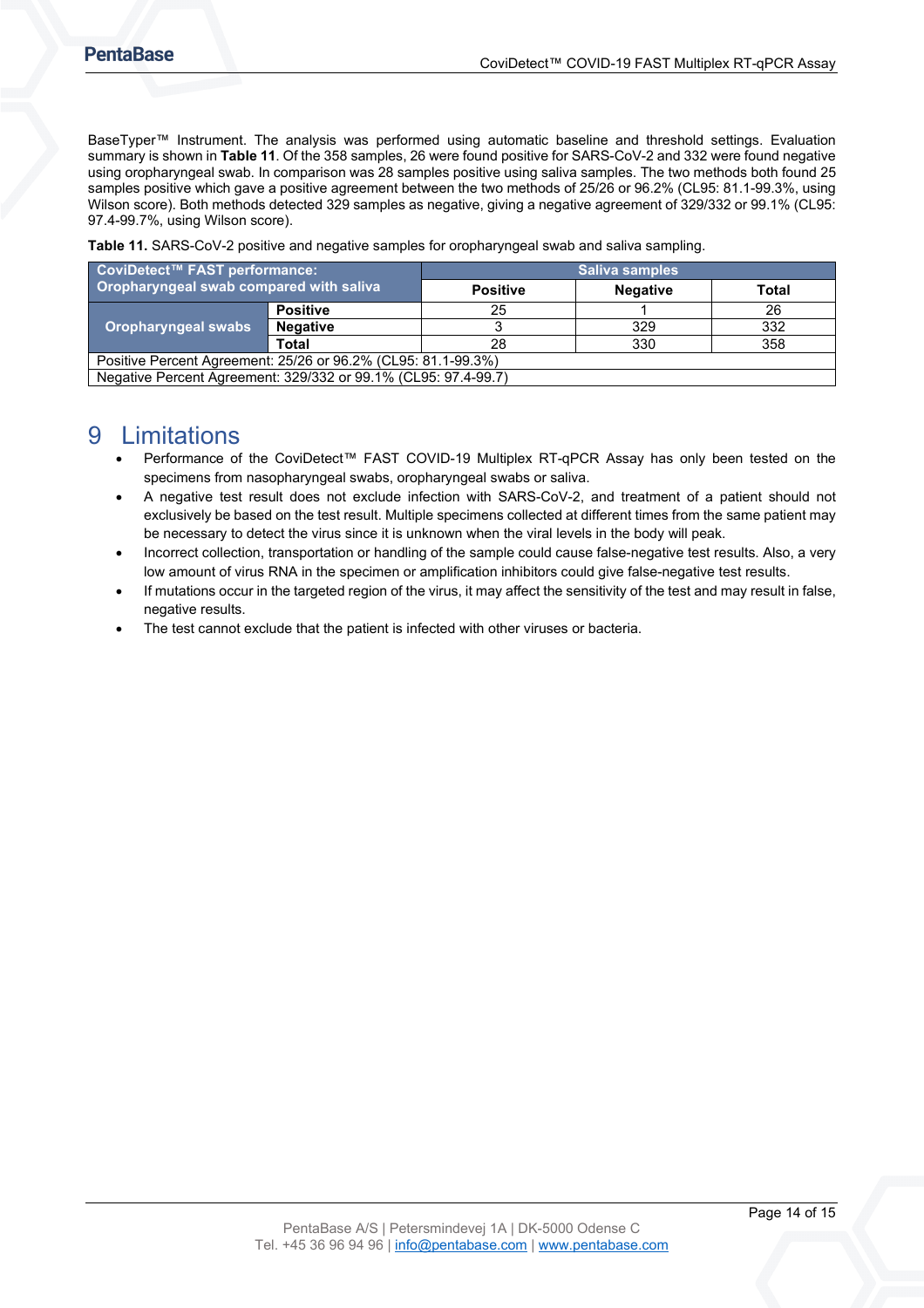BaseTyper™ Instrument. The analysis was performed using automatic baseline and threshold settings. Evaluation summary is shown in **Table 11**. Of the 358 samples, 26 were found positive for SARS-CoV-2 and 332 were found negative using oropharyngeal swab. In comparison was 28 samples positive using saliva samples. The two methods both found 25 samples positive which gave a positive agreement between the two methods of 25/26 or 96.2% (CL95: 81.1-99.3%, using Wilson score). Both methods detected 329 samples as negative, giving a negative agreement of 329/332 or 99.1% (CL95: 97.4-99.7%, using Wilson score).

**Table 11.** SARS-CoV-2 positive and negative samples for oropharyngeal swab and saliva sampling.

| CoviDetect™ FAST performance: Oropharyngeal swab compared with saliva | | Saliva samples | | |
|---|---|---|---|---|
| | | **Positive** | **Negative** | **Total** |
| **Oropharyngeal swabs** | **Positive** | 25 | 1 | 26 |
| | **Negative** | 3 | 329 | 332 |
| | **Total** | 28 | 330 | 358 |
| Positive Percent Agreement: 25/26 or 96.2% (CL95: 81.1-99.3%) | | | | |
| Negative Percent Agreement: 329/332 or 99.1% (CL95: 97.4-99.7) | | | | |

# 9 Limitations

- Performance of the CoviDetect™ FAST COVID-19 Multiplex RT-qPCR Assay has only been tested on the specimens from nasopharyngeal swabs, oropharyngeal swabs or saliva.
- A negative test result does not exclude infection with SARS-CoV-2, and treatment of a patient should not exclusively be based on the test result. Multiple specimens collected at different times from the same patient may be necessary to detect the virus since it is unknown when the viral levels in the body will peak.
- Incorrect collection, transportation or handling of the sample could cause false-negative test results. Also, a very low amount of virus RNA in the specimen or amplification inhibitors could give false-negative test results.
- If mutations occur in the targeted region of the virus, it may affect the sensitivity of the test and may result in false, negative results.
- The test cannot exclude that the patient is infected with other viruses or bacteria.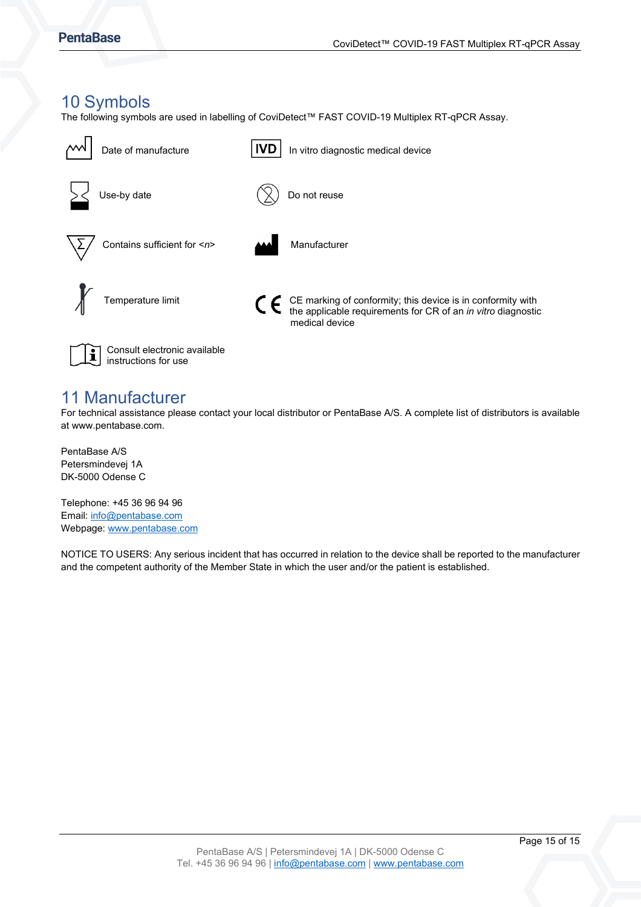# 10 Symbols

The following symbols are used in labelling of CoviDetect™ FAST COVID-19 Multiplex RT-qPCR Assay.

| | |
|---|---|
| Date of manufacture | IVD In vitro diagnostic medical device |
| Use-by date | Do not reuse |
| Contains sufficient for <*n*> | Manufacturer |
| Temperature limit | CE marking of conformity; this device is in conformity with the applicable requirements for CR of an *in vitro* diagnostic medical device |
| Consult electronic available instructions for use | |

# 11 Manufacturer

For technical assistance please contact your local distributor or PentaBase A/S. A complete list of distributors is available at www.pentabase.com.

PentaBase A/S
Petersmindevej 1A
DK-5000 Odense C

Telephone: +45 36 96 94 96
Email: info@pentabase.com
Webpage: www.pentabase.com

NOTICE TO USERS: Any serious incident that has occurred in relation to the device shall be reported to the manufacturer and the competent authority of the Member State in which the user and/or the patient is established.